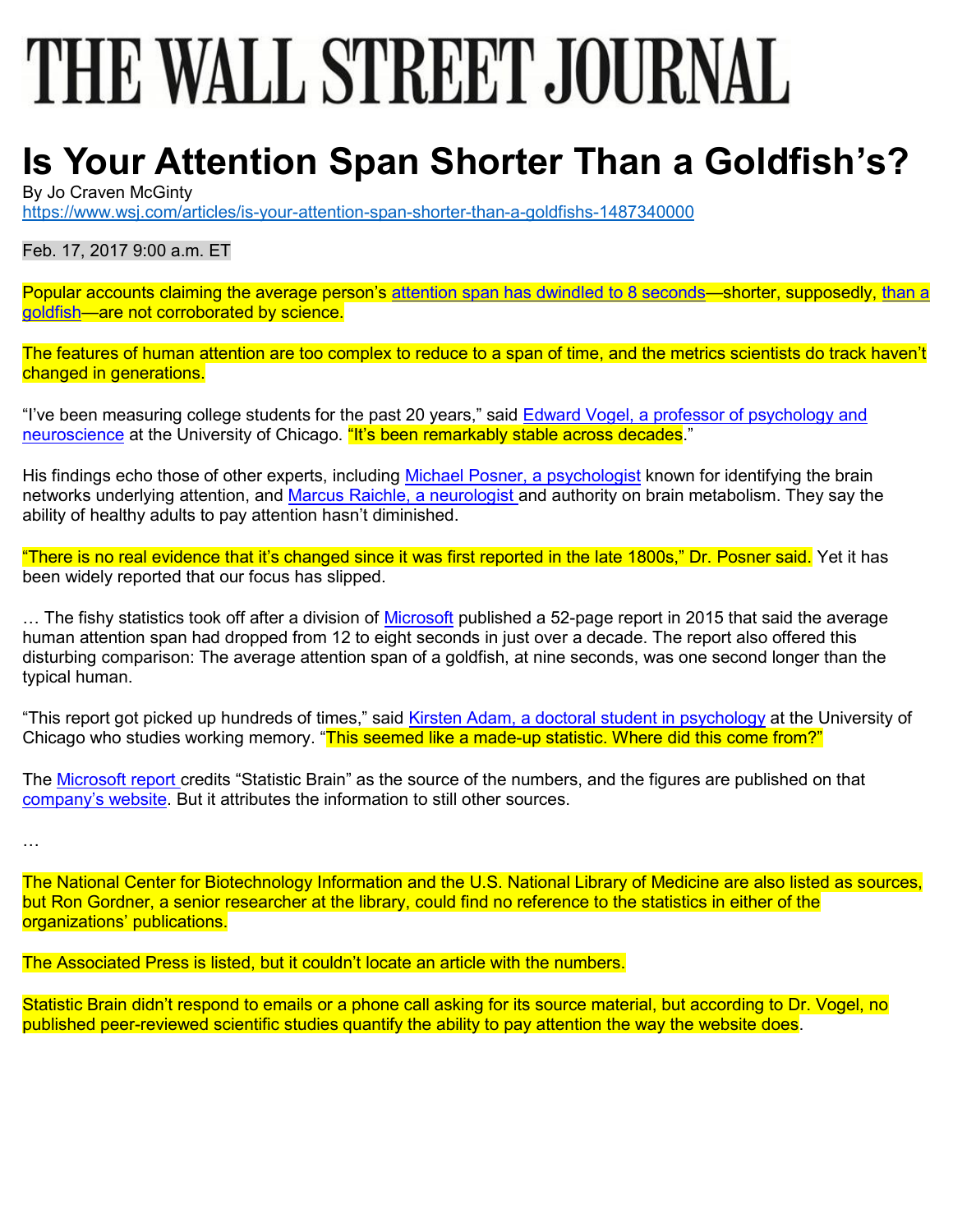THE WALL STREET JOURNAL

# Is Your Attention Span Shorter Than a Goldfish's?

By Jo Craven McGinty
https://www.wsj.com/articles/is-your-attention-span-shorter-than-a-goldfishs-1487340000

Feb. 17, 2017 9:00 a.m. ET

Popular accounts claiming the average person's attention span has dwindled to 8 seconds—shorter, supposedly, than a goldfish—are not corroborated by science.

The features of human attention are too complex to reduce to a span of time, and the metrics scientists do track haven't changed in generations.

"I've been measuring college students for the past 20 years," said Edward Vogel, a professor of psychology and neuroscience at the University of Chicago. "It's been remarkably stable across decades."

His findings echo those of other experts, including Michael Posner, a psychologist known for identifying the brain networks underlying attention, and Marcus Raichle, a neurologist and authority on brain metabolism. They say the ability of healthy adults to pay attention hasn't diminished.

"There is no real evidence that it's changed since it was first reported in the late 1800s," Dr. Posner said. Yet it has been widely reported that our focus has slipped.

… The fishy statistics took off after a division of Microsoft published a 52-page report in 2015 that said the average human attention span had dropped from 12 to eight seconds in just over a decade. The report also offered this disturbing comparison: The average attention span of a goldfish, at nine seconds, was one second longer than the typical human.

"This report got picked up hundreds of times," said Kirsten Adam, a doctoral student in psychology at the University of Chicago who studies working memory. "This seemed like a made-up statistic. Where did this come from?"

The Microsoft report credits "Statistic Brain" as the source of the numbers, and the figures are published on that company's website. But it attributes the information to still other sources.

…

The National Center for Biotechnology Information and the U.S. National Library of Medicine are also listed as sources, but Ron Gordner, a senior researcher at the library, could find no reference to the statistics in either of the organizations' publications.

The Associated Press is listed, but it couldn't locate an article with the numbers.

Statistic Brain didn't respond to emails or a phone call asking for its source material, but according to Dr. Vogel, no published peer-reviewed scientific studies quantify the ability to pay attention the way the website does.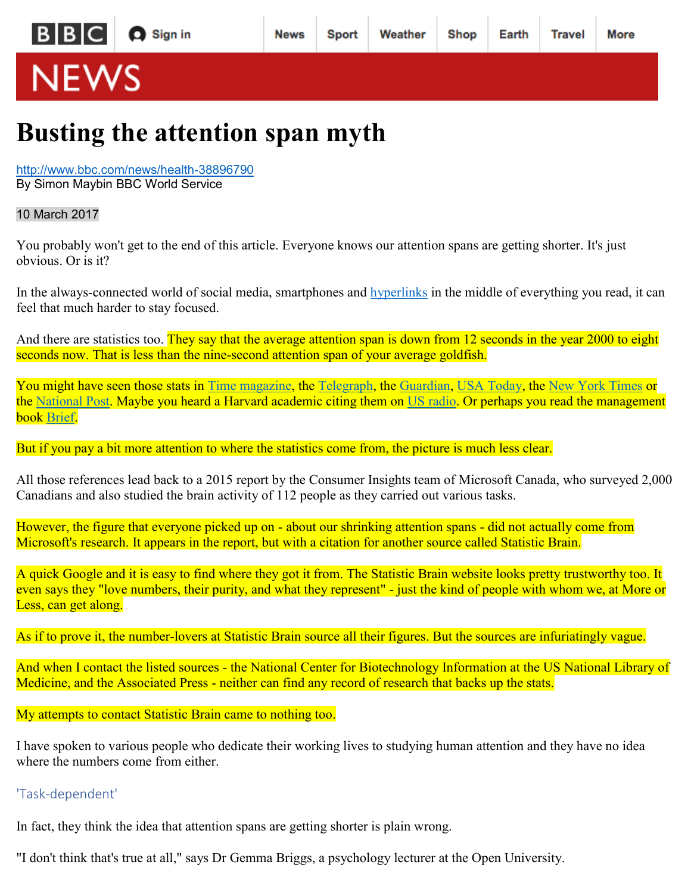# Busting the attention span myth

http://www.bbc.com/news/health-38896790
By Simon Maybin BBC World Service

10 March 2017

You probably won't get to the end of this article. Everyone knows our attention spans are getting shorter. It's just obvious. Or is it?

In the always-connected world of social media, smartphones and hyperlinks in the middle of everything you read, it can feel that much harder to stay focused.

And there are statistics too. They say that the average attention span is down from 12 seconds in the year 2000 to eight seconds now. That is less than the nine-second attention span of your average goldfish.

You might have seen those stats in Time magazine, the Telegraph, the Guardian, USA Today, the New York Times or the National Post. Maybe you heard a Harvard academic citing them on US radio. Or perhaps you read the management book Brief.

But if you pay a bit more attention to where the statistics come from, the picture is much less clear.

All those references lead back to a 2015 report by the Consumer Insights team of Microsoft Canada, who surveyed 2,000 Canadians and also studied the brain activity of 112 people as they carried out various tasks.

However, the figure that everyone picked up on - about our shrinking attention spans - did not actually come from Microsoft's research. It appears in the report, but with a citation for another source called Statistic Brain.

A quick Google and it is easy to find where they got it from. The Statistic Brain website looks pretty trustworthy too. It even says they "love numbers, their purity, and what they represent" - just the kind of people with whom we, at More or Less, can get along.

As if to prove it, the number-lovers at Statistic Brain source all their figures. But the sources are infuriatingly vague.

And when I contact the listed sources - the National Center for Biotechnology Information at the US National Library of Medicine, and the Associated Press - neither can find any record of research that backs up the stats.

My attempts to contact Statistic Brain came to nothing too.

I have spoken to various people who dedicate their working lives to studying human attention and they have no idea where the numbers come from either.

## 'Task-dependent'

In fact, they think the idea that attention spans are getting shorter is plain wrong.

"I don't think that's true at all," says Dr Gemma Briggs, a psychology lecturer at the Open University.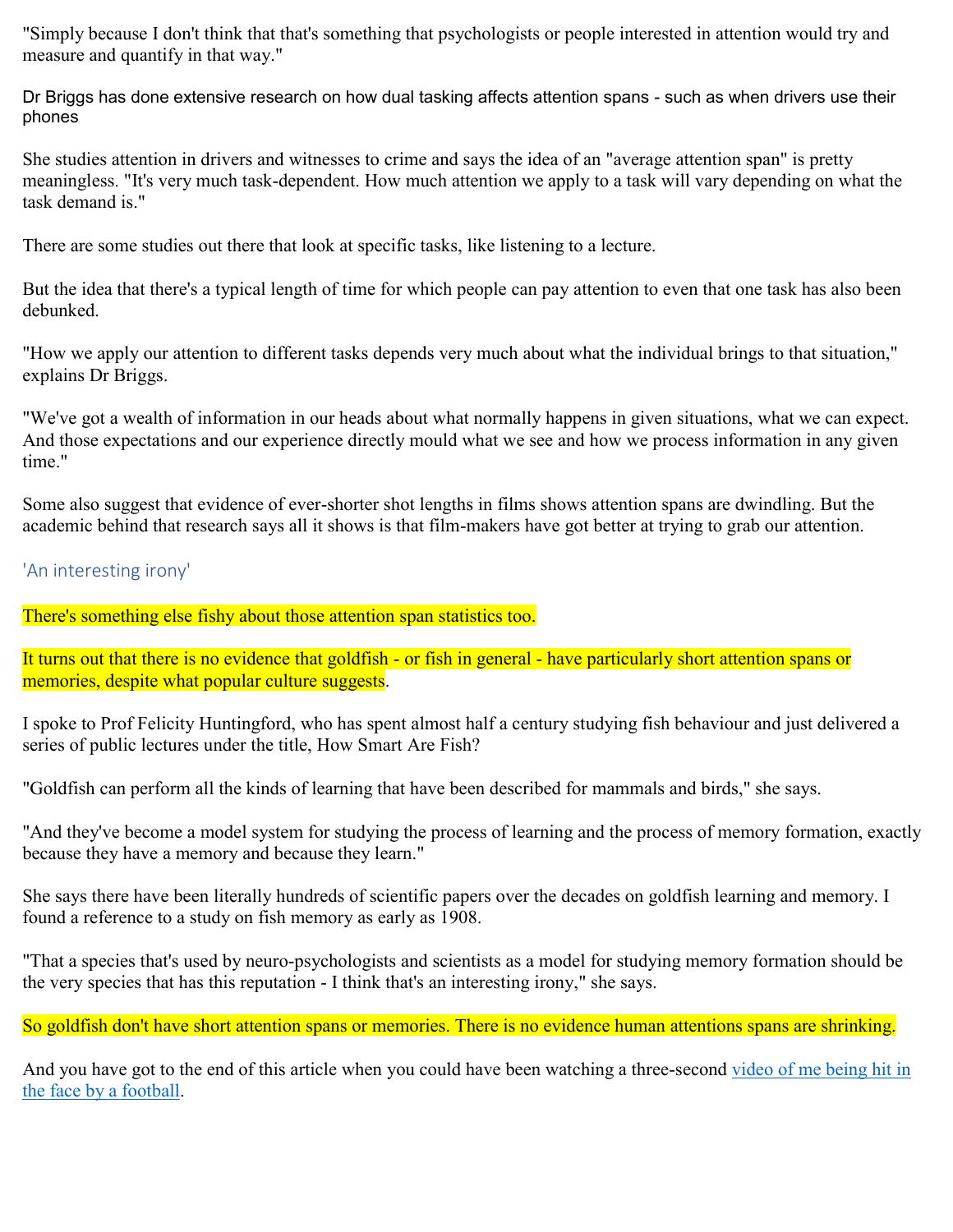"Simply because I don't think that that's something that psychologists or people interested in attention would try and measure and quantify in that way."

Dr Briggs has done extensive research on how dual tasking affects attention spans - such as when drivers use their phones

She studies attention in drivers and witnesses to crime and says the idea of an "average attention span" is pretty meaningless. "It's very much task-dependent. How much attention we apply to a task will vary depending on what the task demand is."

There are some studies out there that look at specific tasks, like listening to a lecture.

But the idea that there's a typical length of time for which people can pay attention to even that one task has also been debunked.

"How we apply our attention to different tasks depends very much about what the individual brings to that situation," explains Dr Briggs.

"We've got a wealth of information in our heads about what normally happens in given situations, what we can expect. And those expectations and our experience directly mould what we see and how we process information in any given time."

Some also suggest that evidence of ever-shorter shot lengths in films shows attention spans are dwindling. But the academic behind that research says all it shows is that film-makers have got better at trying to grab our attention.

## 'An interesting irony'

There's something else fishy about those attention span statistics too.

It turns out that there is no evidence that goldfish - or fish in general - have particularly short attention spans or memories, despite what popular culture suggests.

I spoke to Prof Felicity Huntingford, who has spent almost half a century studying fish behaviour and just delivered a series of public lectures under the title, How Smart Are Fish?

"Goldfish can perform all the kinds of learning that have been described for mammals and birds," she says.

"And they've become a model system for studying the process of learning and the process of memory formation, exactly because they have a memory and because they learn."

She says there have been literally hundreds of scientific papers over the decades on goldfish learning and memory. I found a reference to a study on fish memory as early as 1908.

"That a species that's used by neuro-psychologists and scientists as a model for studying memory formation should be the very species that has this reputation - I think that's an interesting irony," she says.

So goldfish don't have short attention spans or memories. There is no evidence human attentions spans are shrinking.

And you have got to the end of this article when you could have been watching a three-second video of me being hit in the face by a football.